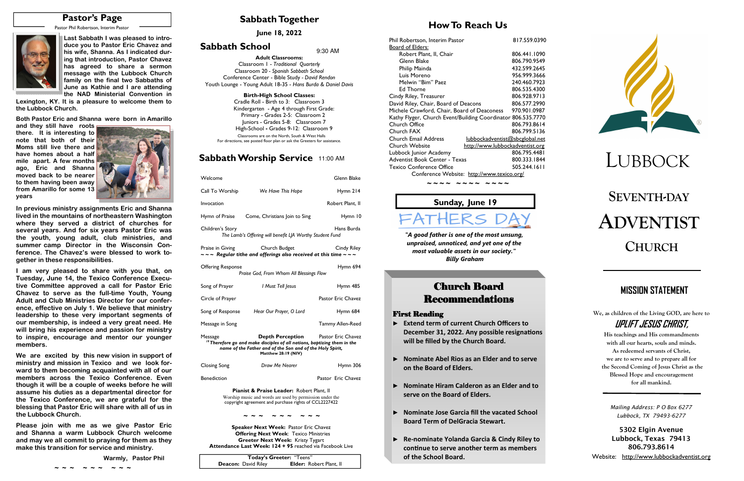## Pastor's Page

Pastor Phil Robertson, Interim Pastor

**Last Sabbath I was pleased to introduce you to Pastor Eric Chavez and his wife, Shanna. As I indicated during that introduction, Pastor Chavez has agreed to share a sermon message with the Lubbock Church family on the final two Sabbaths of June as Kathie and I are attending the NAD Ministerial Convention in Lexington, KY. It is a pleasure to welcome them to the Lubbock Church.**

**Both Pastor Eric and Shanna were born in Amarillo and they still have roots there. It is interesting to note that both of their Moms still live there and have homes about a half mile apart. A few months ago, Eric and Shanna moved back to be nearer to them having been away from Amarillo for some 13 years**

**In previous ministry assignments Eric and Shanna lived in the mountains of northeastern Washington where they served a district of churches for several years. And for six years Pastor Eric was the youth, young adult, club ministries, and summer camp Director in the Wisconsin Conference. The Chavez's were blessed to work together in these responsibilities.**

**I am very pleased to share with you that, on Tuesday, June 14, the Texico Conference Executive Committee approved a call for Pastor Eric Chavez to serve as the full-time Youth, Young Adult and Club Ministries Director for our conference, effective on July 1. We believe that ministry leadership to these very important segments of our membership, is indeed a very great need. He will bring his experience and passion for ministry to inspire, encourage and mentor our younger members.**

**We are excited by this new vision in support of ministry and mission in Texico and we look forward to them becoming acquainted with all of our members across the Texico Conference. Even though it will be a couple of weeks before he will assume his duties as a departmental director for the Texico Conference, we are grateful for the blessing that Pastor Eric will share with all of us in the Lubbock Church.**

**Please join with me as we give Pastor Eric and Shanna a warm Lubbock Church welcome and may we all commit to praying for them as they make this transition for service and ministry.**

**Warmly, Pastor Phil**

~ ~ ~ ~ ~ ~ ~ ~ ~

## Sabbath Together

**June 18, 2022**

## Sabbath School

9:30 AM

**Adult Classrooms:**

Classroom 1 - *Traditional Quarterly*
Classroom 20 - *Spanish Sabbath School*
Conference Center - Bible Study - *David Rendon*
Youth Lounge - Young Adult 18-35 - *Hans Burda & Daniel Davis*

**Birth-High School Classes:**

Cradle Roll - Birth to 3: Classroom 3
Kindergarten - Age 4 through First Grade:
Primary - Grades 2-5: Classroom 2
Juniors - Grades 5-8: Classroom 7
High-School - Grades 9-12: Classroom 9

Classrooms are on the North, South & West Halls
For directions, see posted floor plan or ask the Greeters for assistance.

## Sabbath Worship Service

11:00 AM

| | | |
|---|---|---|
| Welcome | | Glenn Blake |
| Call To Worship | *We Have This Hope* | Hymn 214 |
| Invocation | | Robert Plant, II |
| Hymn of Praise | Come, Christians Join to Sing | Hymn 10 |
| Children's Story | | Hans Burda |

*The Lamb's Offering will benefit LJA Worthy Student Fund*

| | | |
|---|---|---|
| Praise in Giving | Church Budget | Cindy Riley |

**~ ~ ~ *Regular tithe and offerings also received at this time* ~ ~ ~**

| | | |
|---|---|---|
| Offering Response | *Praise God, From Whom All Blessings Flow* | Hymn 694 |
| Song of Prayer | *I Must Tell Jesus* | Hymn 485 |
| Circle of Prayer | | Pastor Eric Chavez |
| Song of Response | *Hear Our Prayer, O Lord* | Hymn 684 |
| Message in Song | | Tammy Allen-Reed |
| Message | **Depth Perception** | Pastor Eric Chavez |

***[19] Therefore go and make disciples of all nations, baptizing them in the name of the Father and of the Son and of the Holy Spirit,***
**Matthew 28:19 (NIV)**

| | | |
|---|---|---|
| Closing Song | *Draw Me Nearer* | Hymn 306 |
| Benediction | | Pastor Eric Chavez |

**Pianist & Praise Leader:** Robert Plant, II

Worship music and words are used by permission under the copyright agreement and purchase rights of CCL2227422

~ ~ ~ ~ ~ ~ ~ ~ ~

**Speaker Next Week:** Pastor Eric Chavez
**Offering Next Week**: Texico Ministries
**Greeter Next Week:** Kristy Tygart
**Attendance Last Week: 124 + 95** reached via Facebook Live

**Today's Greeter:** "Teens"
**Deacon:** David Riley **Elder:** Robert Plant, II

## How To Reach Us

| | |
|---|---|
| Phil Robertson, Interim Pastor | 817.559.0390 |
| Board of Elders: | |
| Robert Plant, II, Chair | 806.441.1090 |
| Glenn Blake | 806.790.9549 |
| Philip Mainda | 432.599.2645 |
| Luis Moreno | 956.999.3666 |
| Melwin "Bim" Paez | 240.460.7923 |
| Ed Thorne | 806.535.4300 |
| Cindy Riley, Treasurer | 806.928.9713 |
| David Riley, Chair, Board of Deacons | 806.577.2990 |
| Michele Crawford, Chair, Board of Deaconess | 970.901.0987 |
| Kathy Flyger, Church Event/Building Coordinator | 806.535.7770 |
| Church Office | 806.793.8614 |
| Church FAX | 806.799.5136 |
| Church Email Address | lubbockadventist@sbcglobal.net |
| Church Website | http://www.lubbockadventist.org |
| Lubbock Junior Academy | 806.795.4481 |
| Adventist Book Center - Texas | 800.333.1844 |
| Texico Conference Office | 505.244.1611 |

Conference Website: http://www.texico.org/

~ ~ ~ ~ ~ ~ ~ ~ ~ ~ ~ ~

**Sunday, June 19**

# FATHERS DAY

***"A good father is one of the most unsung, unpraised, unnoticed, and yet one of the most valuable assets in our society." Billy Graham***

## Church Board Recommendations

### First Reading

- **Extend term of current Church Officers to December 31, 2022. Any possible resignations will be filled by the Church Board.**
- **Nominate Abel Rios as an Elder and to serve on the Board of Elders.**
- **Nominate Hiram Calderon as an Elder and to serve on the Board of Elders.**
- **Nominate Jose Garcia fill the vacated School Board Term of DelGracia Stewart.**
- **Re-nominate Yolanda Garcia & Cindy Riley to continue to serve another term as members of the School Board.**

# LUBBOCK
# SEVENTH-DAY ADVENTIST CHURCH

## MISSION STATEMENT

We, as children of the Living GOD, are here to

***UPLIFT JESUS CHRIST,***

His teachings and His commandments with all our hearts, souls and minds. As redeemed servants of Christ, we are to serve and to prepare all for the Second Coming of Jesus Christ as the Blessed Hope and encouragement for all mankind.

*Mailing Address: P O Box 6277*
*Lubbock, TX 79493-6277*

**5302 Elgin Avenue**
**Lubbock, Texas 79413**
**806.793.8614**

Website: http://www.lubbockadventist.org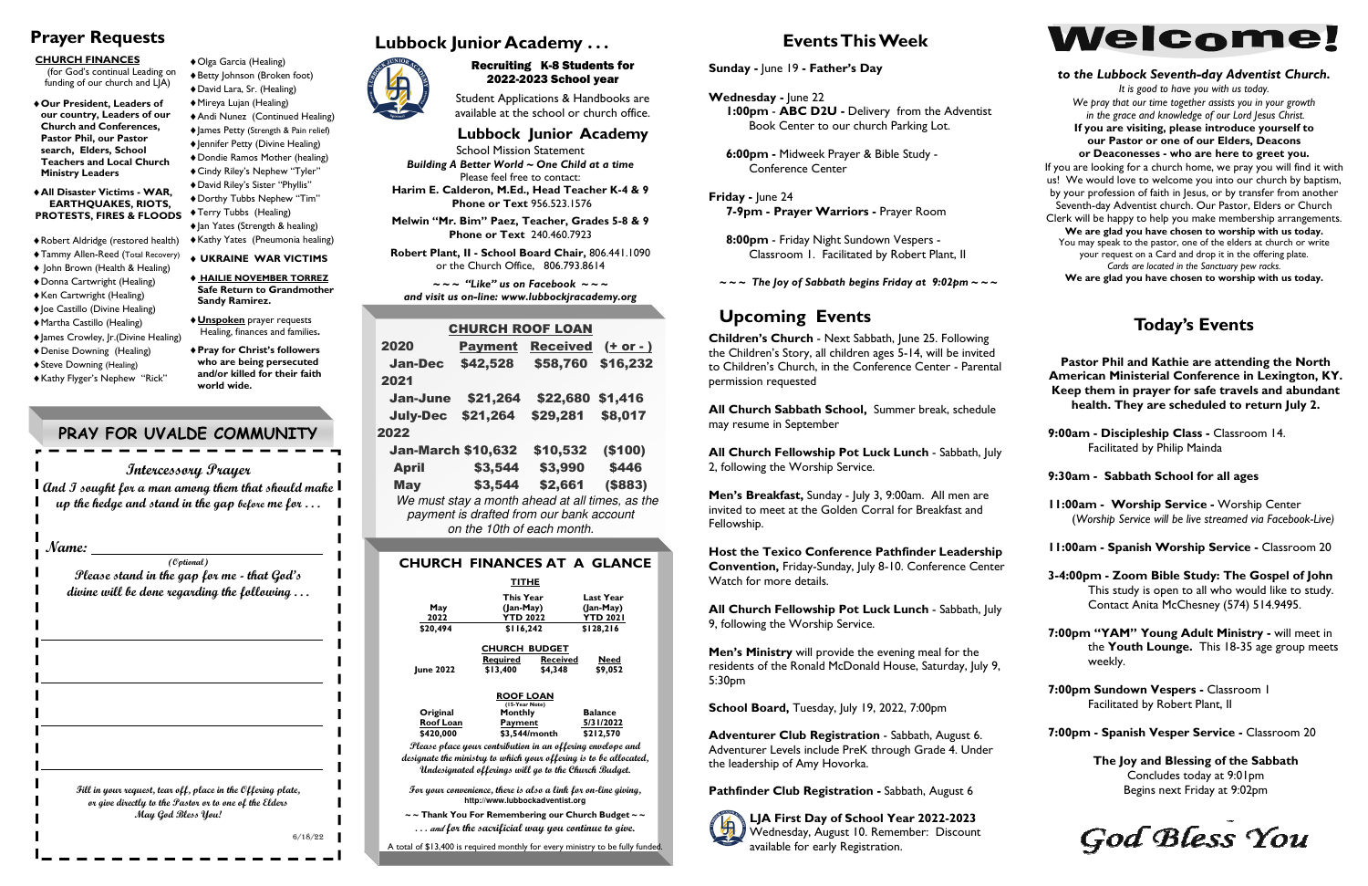# Prayer Requests

**CHURCH FINANCES**
(for God's continual Leading on funding of our church and LJA)

- **Our President, Leaders of our country, Leaders of our Church and Conferences, Pastor Phil, our Pastor search, Elders, School Teachers and Local Church Ministry Leaders**
- **All Disaster Victims - WAR, EARTHQUAKES, RIOTS, PROTESTS, FIRES & FLOODS**
- Robert Aldridge (restored health)
- Tammy Allen-Reed (Total Recovery)
- John Brown (Health & Healing)
- Donna Cartwright (Healing)
- Ken Cartwright (Healing)
- Joe Castillo (Divine Healing)
- Martha Castillo (Healing)
- James Crowley, Jr.(Divine Healing)
- Denise Downing (Healing)
- Steve Downing (Healing)
- Kathy Flyger's Nephew "Rick"
- Olga Garcia (Healing)
- Betty Johnson (Broken foot)
- David Lara, Sr. (Healing)
- Mireya Lujan (Healing)
- Andi Nunez (Continued Healing)
- James Petty (Strength & Pain relief)
- Jennifer Petty (Divine Healing)
- Dondie Ramos Mother (healing)
- Cindy Riley's Nephew "Tyler"
- David Riley's Sister "Phyllis"
- Dorthy Tubbs Nephew "Tim"
- Terry Tubbs (Healing)
- Jan Yates (Strength & healing)
- Kathy Yates (Pneumonia healing)
- **UKRAINE WAR VICTIMS**
- **HAILIE NOVEMBER TORREZ Safe Return to Grandmother Sandy Ramirez.**
- **Unspoken** prayer requests Healing, finances and families.
- **Pray for Christ's followers who are being persecuted and/or killed for their faith world wide.**

## PRAY FOR UVALDE COMMUNITY

**Intercessory Prayer**

**And I sought for a man among them that should make up the hedge and stand in the gap before me for . . .**

**Name:** ____________________
(Optional)

**Please stand in the gap for me - that God's divine will be done regarding the following . . .**

____________________

____________________

____________________

____________________

Fill in your request, tear off, place in the Offering plate, or give directly to the Pastor or to one of the Elders
May God Bless You!

6/18/22

# Lubbock Junior Academy . . .

**Recruiting K-8 Students for 2022-2023 School year**

Student Applications & Handbooks are available at the school or church office.

## Lubbock Junior Academy

School Mission Statement
***Building A Better World ~ One Child at a time***
Please feel free to contact:

**Harim E. Calderon, M.Ed., Head Teacher K-4 & 9**
**Phone or Text** 956.523.1576

**Melwin "Mr. Bim" Paez, Teacher, Grades 5-8 & 9**
**Phone or Text** 240.460.7923

**Robert Plant, II - School Board Chair,** 806.441.1090 or the Church Office, 806.793.8614

***~ ~ ~ "Like" us on Facebook ~ ~ ~***
***and visit us on-line: www.lubbockjracademy.org***

## CHURCH ROOF LOAN

| 2020 | Payment | Received | (+ or - ) |
|---|---|---|---|
| Jan-Dec | $42,528 | $58,760 | $16,232 |
| **2021** | | | |
| Jan-June | $21,264 | $22,680 | $1,416 |
| July-Dec | $21,264 | $29,281 | $8,017 |
| **2022** | | | |
| Jan-March | $10,632 | $10,532 | ($100) |
| April | $3,544 | $3,990 | $446 |
| May | $3,544 | $2,661 | ($883) |

*We must stay a month ahead at all times, as the payment is drafted from our bank account on the 10th of each month.*

## CHURCH FINANCES AT A GLANCE

**TITHE**

| May 2022 | This Year (Jan-May) YTD 2022 | Last Year (Jan-May) YTD 2021 |
|---|---|---|
| $20,494 | $116,242 | $128,216 |

**CHURCH BUDGET**

| | Required | Received | Need |
|---|---|---|---|
| June 2022 | $13,400 | $4,348 | $9,052 |

**ROOF LOAN**
(15-Year Note)

| Original Roof Loan | Monthly Payment | Balance 5/31/2022 |
|---|---|---|
| $420,000 | $3,544/month | $212,570 |

*Please place your contribution in an offering envelope and designate the ministry to which your offering is to be allocated, Undesignated offerings will go to the Church Budget.*

*For your convenience, there is also a link for on-line giving,* **http://www.lubbockadventist.org**

**~ ~ Thank You For Remembering our Church Budget ~ ~**
*. . . and for the sacrificial way you continue to give.*

A total of $13,400 is required monthly for every ministry to be fully funded.

# Events This Week

**Sunday -** June 19 **- Father's Day**

**Wednesday -** June 22
**1:00pm** - **ABC D2U -** Delivery from the Adventist Book Center to our church Parking Lot.

**6:00pm -** Midweek Prayer & Bible Study - Conference Center

**Friday -** June 24
**7-9pm - Prayer Warriors -** Prayer Room

**8:00pm** - Friday Night Sundown Vespers - Classroom 1. Facilitated by Robert Plant, II

***~ ~ ~ The Joy of Sabbath begins Friday at 9:02pm ~ ~ ~***

# Upcoming Events

**Children's Church** - Next Sabbath, June 25. Following the Children's Story, all children ages 5-14, will be invited to Children's Church, in the Conference Center - Parental permission requested

**All Church Sabbath School,** Summer break, schedule may resume in September

**All Church Fellowship Pot Luck Lunch** - Sabbath, July 2, following the Worship Service.

**Men's Breakfast,** Sunday - July 3, 9:00am. All men are invited to meet at the Golden Corral for Breakfast and Fellowship.

**Host the Texico Conference Pathfinder Leadership Convention,** Friday-Sunday, July 8-10. Conference Center Watch for more details.

**All Church Fellowship Pot Luck Lunch** - Sabbath, July 9, following the Worship Service.

**Men's Ministry** will provide the evening meal for the residents of the Ronald McDonald House, Saturday, July 9, 5:30pm

**School Board,** Tuesday, July 19, 2022, 7:00pm

**Adventurer Club Registration** - Sabbath, August 6. Adventurer Levels include PreK through Grade 4. Under the leadership of Amy Hovorka.

**Pathfinder Club Registration -** Sabbath, August 6

**LJA First Day of School Year 2022-2023** Wednesday, August 10. Remember: Discount available for early Registration.

# Welcome!

***to the Lubbock Seventh-day Adventist Church.***

*It is good to have you with us today.*
*We pray that our time together assists you in your growth in the grace and knowledge of our Lord Jesus Christ.*

**If you are visiting, please introduce yourself to our Pastor or one of our Elders, Deacons or Deaconesses - who are here to greet you.**

If you are looking for a church home, we pray you will find it with us! We would love to welcome you into our church by baptism, by your profession of faith in Jesus, or by transfer from another Seventh-day Adventist church. Our Pastor, Elders or Church Clerk will be happy to help you make membership arrangements.

**We are glad you have chosen to worship with us today.**
You may speak to the pastor, one of the elders at church or write your request on a Card and drop it in the offering plate.
*Cards are located in the Sanctuary pew racks.*
**We are glad you have chosen to worship with us today.**

# Today's Events

**Pastor Phil and Kathie are attending the North American Ministerial Conference in Lexington, KY. Keep them in prayer for safe travels and abundant health. They are scheduled to return July 2.**

**9:00am - Discipleship Class -** Classroom 14. Facilitated by Philip Mainda

**9:30am - Sabbath School for all ages**

**11:00am - Worship Service -** Worship Center (*Worship Service will be live streamed via Facebook-Live)*

**11:00am - Spanish Worship Service -** Classroom 20

**3-4:00pm - Zoom Bible Study: The Gospel of John** This study is open to all who would like to study. Contact Anita McChesney (574) 514.9495.

**7:00pm "YAM" Young Adult Ministry -** will meet in the **Youth Lounge.** This 18-35 age group meets weekly.

**7:00pm Sundown Vespers -** Classroom 1 Facilitated by Robert Plant, II

**7:00pm - Spanish Vesper Service -** Classroom 20

**The Joy and Blessing of the Sabbath**
Concludes today at 9:01pm
Begins next Friday at 9:02pm

*God Bless You*